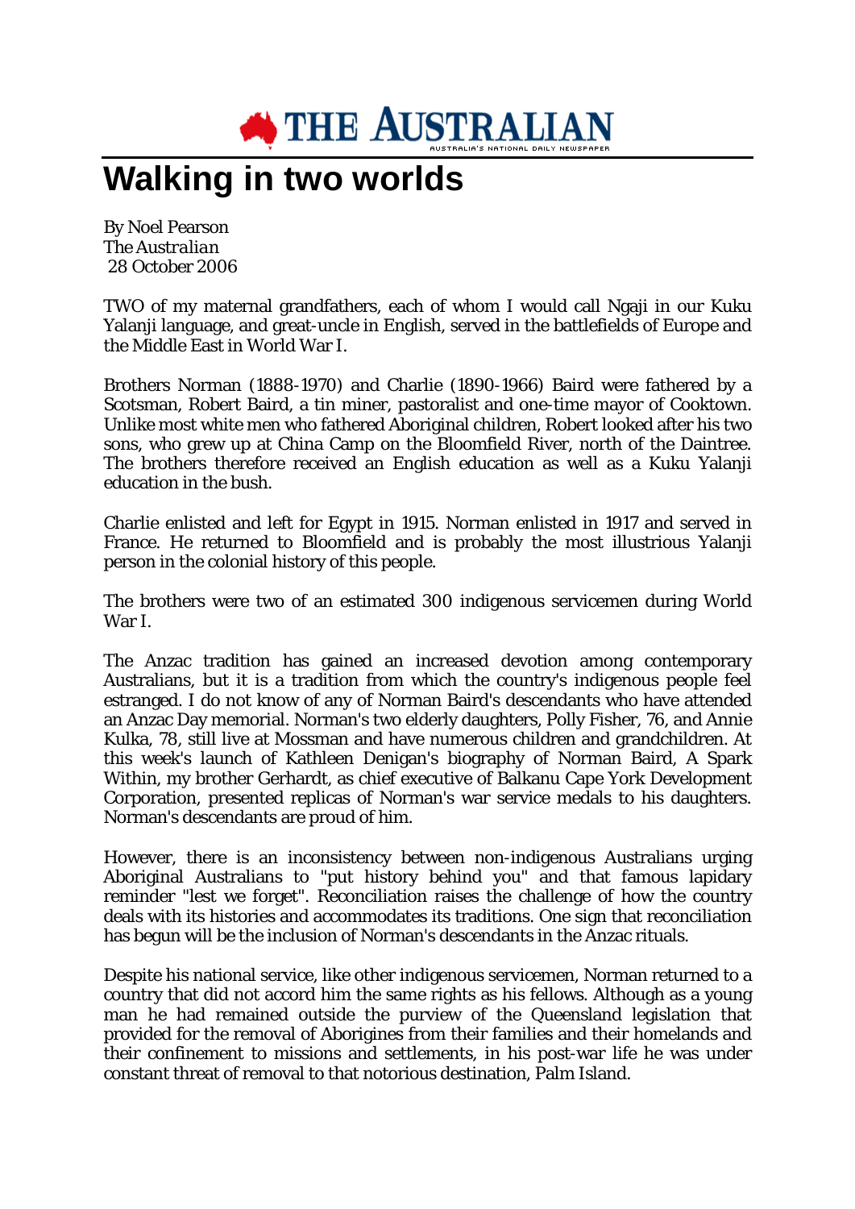THE AUSTRALIAN
AUSTRALIA'S NATIONAL DAILY NEWSPAPER

# Walking in two worlds

By Noel Pearson
*The Australian*
28 October 2006

TWO of my maternal grandfathers, each of whom I would call Ngaji in our Kuku Yalanji language, and great-uncle in English, served in the battlefields of Europe and the Middle East in World War I.

Brothers Norman (1888-1970) and Charlie (1890-1966) Baird were fathered by a Scotsman, Robert Baird, a tin miner, pastoralist and one-time mayor of Cooktown. Unlike most white men who fathered Aboriginal children, Robert looked after his two sons, who grew up at China Camp on the Bloomfield River, north of the Daintree. The brothers therefore received an English education as well as a Kuku Yalanji education in the bush.

Charlie enlisted and left for Egypt in 1915. Norman enlisted in 1917 and served in France. He returned to Bloomfield and is probably the most illustrious Yalanji person in the colonial history of this people.

The brothers were two of an estimated 300 indigenous servicemen during World War I.

The Anzac tradition has gained an increased devotion among contemporary Australians, but it is a tradition from which the country's indigenous people feel estranged. I do not know of any of Norman Baird's descendants who have attended an Anzac Day memorial. Norman's two elderly daughters, Polly Fisher, 76, and Annie Kulka, 78, still live at Mossman and have numerous children and grandchildren. At this week's launch of Kathleen Denigan's biography of Norman Baird, A Spark Within, my brother Gerhardt, as chief executive of Balkanu Cape York Development Corporation, presented replicas of Norman's war service medals to his daughters. Norman's descendants are proud of him.

However, there is an inconsistency between non-indigenous Australians urging Aboriginal Australians to "put history behind you" and that famous lapidary reminder "lest we forget". Reconciliation raises the challenge of how the country deals with its histories and accommodates its traditions. One sign that reconciliation has begun will be the inclusion of Norman's descendants in the Anzac rituals.

Despite his national service, like other indigenous servicemen, Norman returned to a country that did not accord him the same rights as his fellows. Although as a young man he had remained outside the purview of the Queensland legislation that provided for the removal of Aborigines from their families and their homelands and their confinement to missions and settlements, in his post-war life he was under constant threat of removal to that notorious destination, Palm Island.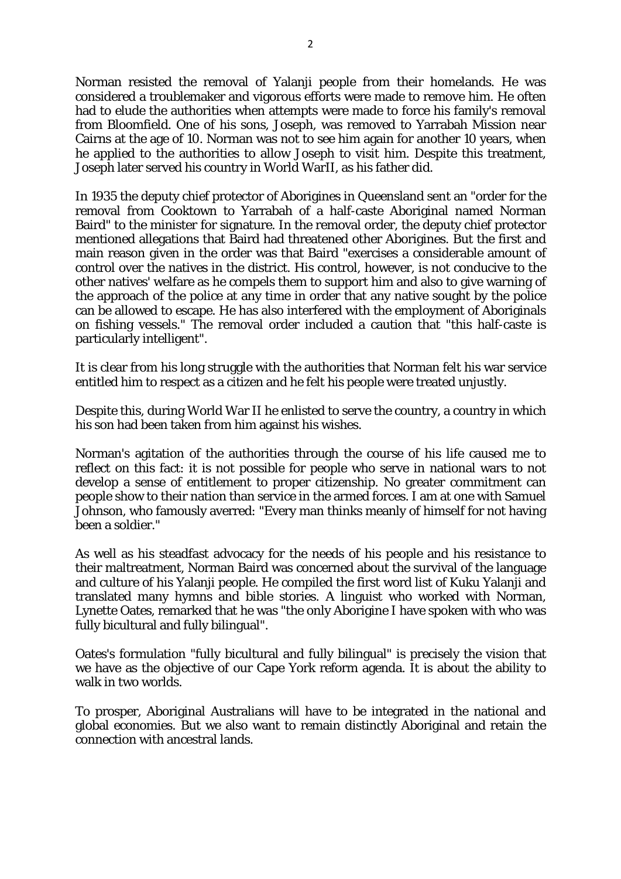Norman resisted the removal of Yalanji people from their homelands. He was considered a troublemaker and vigorous efforts were made to remove him. He often had to elude the authorities when attempts were made to force his family's removal from Bloomfield. One of his sons, Joseph, was removed to Yarrabah Mission near Cairns at the age of 10. Norman was not to see him again for another 10 years, when he applied to the authorities to allow Joseph to visit him. Despite this treatment, Joseph later served his country in World WarII, as his father did.

In 1935 the deputy chief protector of Aborigines in Queensland sent an "order for the removal from Cooktown to Yarrabah of a half-caste Aboriginal named Norman Baird" to the minister for signature. In the removal order, the deputy chief protector mentioned allegations that Baird had threatened other Aborigines. But the first and main reason given in the order was that Baird "exercises a considerable amount of control over the natives in the district. His control, however, is not conducive to the other natives' welfare as he compels them to support him and also to give warning of the approach of the police at any time in order that any native sought by the police can be allowed to escape. He has also interfered with the employment of Aboriginals on fishing vessels." The removal order included a caution that "this half-caste is particularly intelligent".

It is clear from his long struggle with the authorities that Norman felt his war service entitled him to respect as a citizen and he felt his people were treated unjustly.

Despite this, during World War II he enlisted to serve the country, a country in which his son had been taken from him against his wishes.

Norman's agitation of the authorities through the course of his life caused me to reflect on this fact: it is not possible for people who serve in national wars to not develop a sense of entitlement to proper citizenship. No greater commitment can people show to their nation than service in the armed forces. I am at one with Samuel Johnson, who famously averred: "Every man thinks meanly of himself for not having been a soldier."

As well as his steadfast advocacy for the needs of his people and his resistance to their maltreatment, Norman Baird was concerned about the survival of the language and culture of his Yalanji people. He compiled the first word list of Kuku Yalanji and translated many hymns and bible stories. A linguist who worked with Norman, Lynette Oates, remarked that he was "the only Aborigine I have spoken with who was fully bicultural and fully bilingual".

Oates's formulation "fully bicultural and fully bilingual" is precisely the vision that we have as the objective of our Cape York reform agenda. It is about the ability to walk in two worlds.

To prosper, Aboriginal Australians will have to be integrated in the national and global economies. But we also want to remain distinctly Aboriginal and retain the connection with ancestral lands.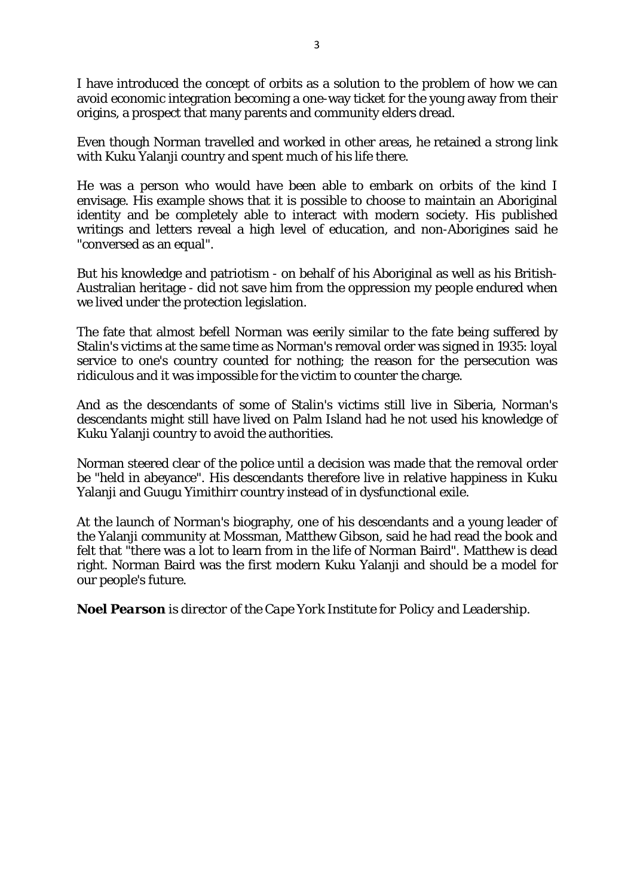I have introduced the concept of orbits as a solution to the problem of how we can avoid economic integration becoming a one-way ticket for the young away from their origins, a prospect that many parents and community elders dread.

Even though Norman travelled and worked in other areas, he retained a strong link with Kuku Yalanji country and spent much of his life there.

He was a person who would have been able to embark on orbits of the kind I envisage. His example shows that it is possible to choose to maintain an Aboriginal identity and be completely able to interact with modern society. His published writings and letters reveal a high level of education, and non-Aborigines said he "conversed as an equal".

But his knowledge and patriotism - on behalf of his Aboriginal as well as his British-Australian heritage - did not save him from the oppression my people endured when we lived under the protection legislation.

The fate that almost befell Norman was eerily similar to the fate being suffered by Stalin's victims at the same time as Norman's removal order was signed in 1935: loyal service to one's country counted for nothing; the reason for the persecution was ridiculous and it was impossible for the victim to counter the charge.

And as the descendants of some of Stalin's victims still live in Siberia, Norman's descendants might still have lived on Palm Island had he not used his knowledge of Kuku Yalanji country to avoid the authorities.

Norman steered clear of the police until a decision was made that the removal order be "held in abeyance". His descendants therefore live in relative happiness in Kuku Yalanji and Guugu Yimithirr country instead of in dysfunctional exile.

At the launch of Norman's biography, one of his descendants and a young leader of the Yalanji community at Mossman, Matthew Gibson, said he had read the book and felt that "there was a lot to learn from in the life of Norman Baird". Matthew is dead right. Norman Baird was the first modern Kuku Yalanji and should be a model for our people's future.

***Noel Pearson*** *is director of the Cape York Institute for Policy and Leadership.*